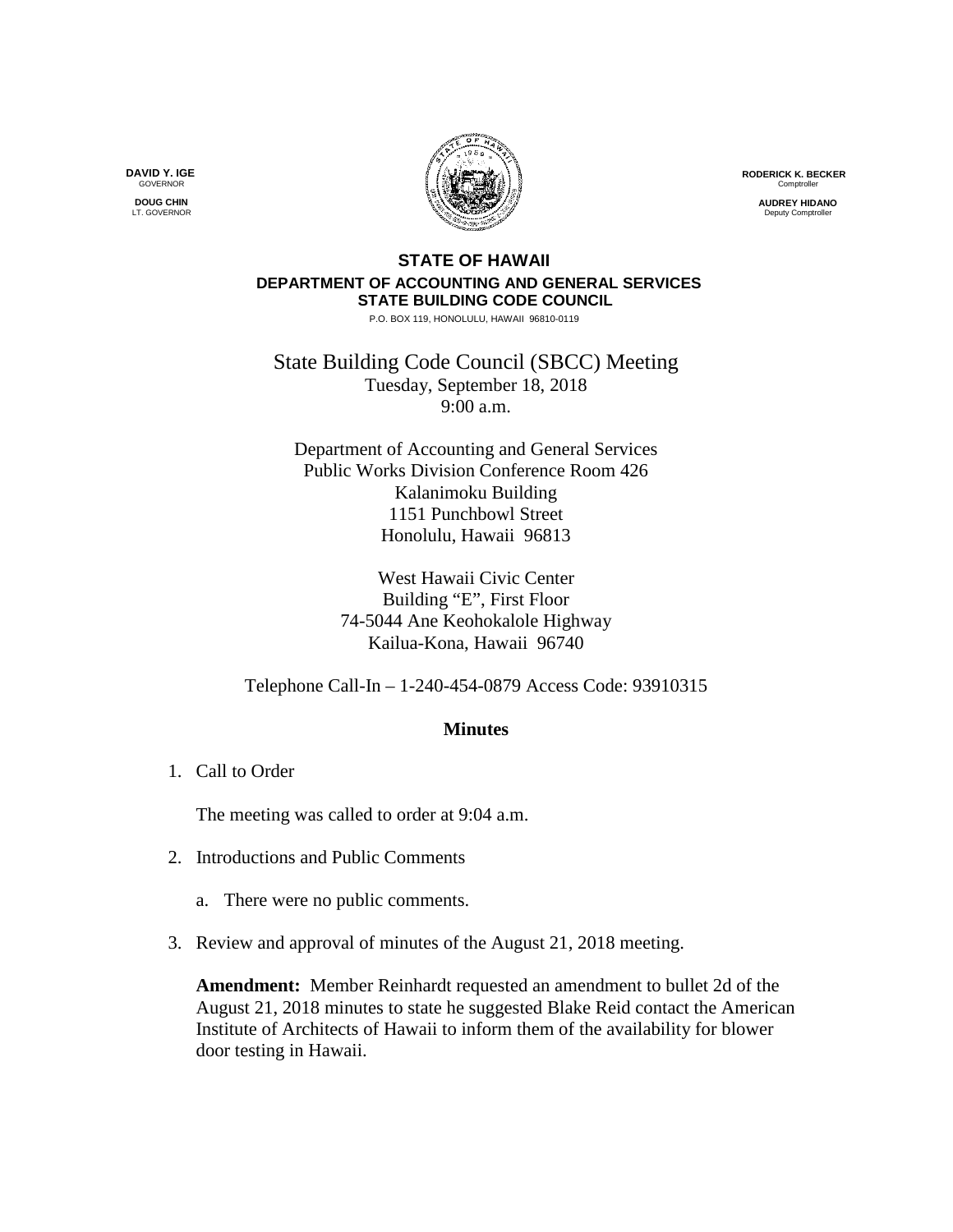**DAVID Y. IGE**
GOVERNOR

**DOUG CHIN**
LT. GOVERNOR

**RODERICK K. BECKER**
Comptroller

**AUDREY HIDANO**
Deputy Comptroller

**STATE OF HAWAII**
**DEPARTMENT OF ACCOUNTING AND GENERAL SERVICES**
**STATE BUILDING CODE COUNCIL**
P.O. BOX 119, HONOLULU, HAWAII 96810-0119

State Building Code Council (SBCC) Meeting
Tuesday, September 18, 2018
9:00 a.m.

Department of Accounting and General Services
Public Works Division Conference Room 426
Kalanimoku Building
1151 Punchbowl Street
Honolulu, Hawaii 96813

West Hawaii Civic Center
Building "E", First Floor
74-5044 Ane Keohokalole Highway
Kailua-Kona, Hawaii 96740

Telephone Call-In – 1-240-454-0879 Access Code: 93910315

**Minutes**

1. Call to Order

   The meeting was called to order at 9:04 a.m.

2. Introductions and Public Comments

   a. There were no public comments.

3. Review and approval of minutes of the August 21, 2018 meeting.

   **Amendment:** Member Reinhardt requested an amendment to bullet 2d of the August 21, 2018 minutes to state he suggested Blake Reid contact the American Institute of Architects of Hawaii to inform them of the availability for blower door testing in Hawaii.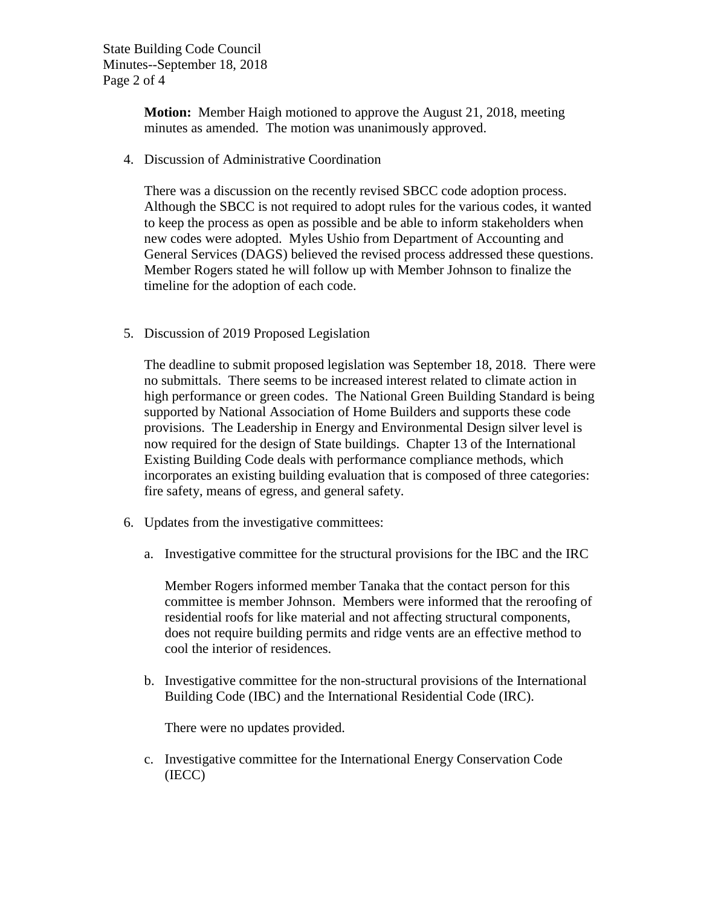**Motion:** Member Haigh motioned to approve the August 21, 2018, meeting minutes as amended. The motion was unanimously approved.

4. Discussion of Administrative Coordination

   There was a discussion on the recently revised SBCC code adoption process. Although the SBCC is not required to adopt rules for the various codes, it wanted to keep the process as open as possible and be able to inform stakeholders when new codes were adopted. Myles Ushio from Department of Accounting and General Services (DAGS) believed the revised process addressed these questions. Member Rogers stated he will follow up with Member Johnson to finalize the timeline for the adoption of each code.

5. Discussion of 2019 Proposed Legislation

   The deadline to submit proposed legislation was September 18, 2018. There were no submittals. There seems to be increased interest related to climate action in high performance or green codes. The National Green Building Standard is being supported by National Association of Home Builders and supports these code provisions. The Leadership in Energy and Environmental Design silver level is now required for the design of State buildings. Chapter 13 of the International Existing Building Code deals with performance compliance methods, which incorporates an existing building evaluation that is composed of three categories: fire safety, means of egress, and general safety.

6. Updates from the investigative committees:

   a. Investigative committee for the structural provisions for the IBC and the IRC

      Member Rogers informed member Tanaka that the contact person for this committee is member Johnson. Members were informed that the reroofing of residential roofs for like material and not affecting structural components, does not require building permits and ridge vents are an effective method to cool the interior of residences.

   b. Investigative committee for the non-structural provisions of the International Building Code (IBC) and the International Residential Code (IRC).

      There were no updates provided.

   c. Investigative committee for the International Energy Conservation Code (IECC)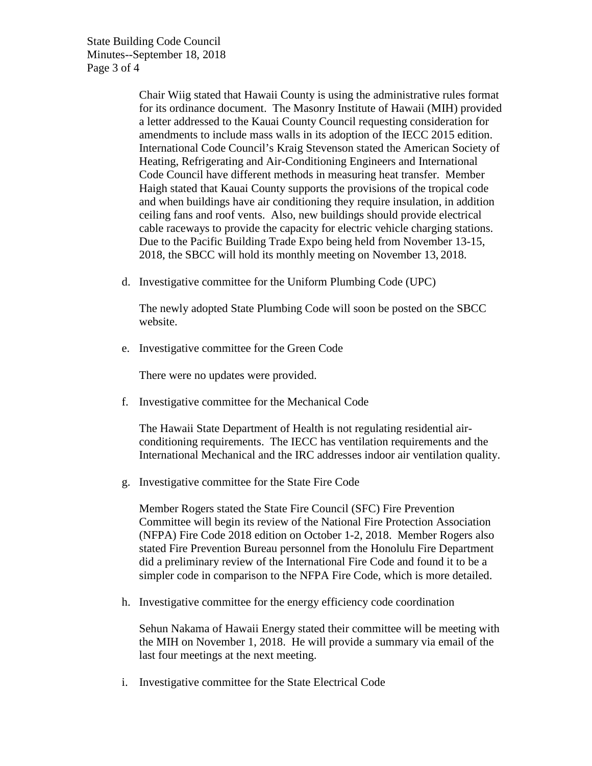Chair Wiig stated that Hawaii County is using the administrative rules format for its ordinance document. The Masonry Institute of Hawaii (MIH) provided a letter addressed to the Kauai County Council requesting consideration for amendments to include mass walls in its adoption of the IECC 2015 edition. International Code Council's Kraig Stevenson stated the American Society of Heating, Refrigerating and Air-Conditioning Engineers and International Code Council have different methods in measuring heat transfer. Member Haigh stated that Kauai County supports the provisions of the tropical code and when buildings have air conditioning they require insulation, in addition ceiling fans and roof vents. Also, new buildings should provide electrical cable raceways to provide the capacity for electric vehicle charging stations. Due to the Pacific Building Trade Expo being held from November 13-15, 2018, the SBCC will hold its monthly meeting on November 13, 2018.

d. Investigative committee for the Uniform Plumbing Code (UPC)

   The newly adopted State Plumbing Code will soon be posted on the SBCC website.

e. Investigative committee for the Green Code

   There were no updates were provided.

f. Investigative committee for the Mechanical Code

   The Hawaii State Department of Health is not regulating residential air-conditioning requirements. The IECC has ventilation requirements and the International Mechanical and the IRC addresses indoor air ventilation quality.

g. Investigative committee for the State Fire Code

   Member Rogers stated the State Fire Council (SFC) Fire Prevention Committee will begin its review of the National Fire Protection Association (NFPA) Fire Code 2018 edition on October 1-2, 2018. Member Rogers also stated Fire Prevention Bureau personnel from the Honolulu Fire Department did a preliminary review of the International Fire Code and found it to be a simpler code in comparison to the NFPA Fire Code, which is more detailed.

h. Investigative committee for the energy efficiency code coordination

   Sehun Nakama of Hawaii Energy stated their committee will be meeting with the MIH on November 1, 2018. He will provide a summary via email of the last four meetings at the next meeting.

i. Investigative committee for the State Electrical Code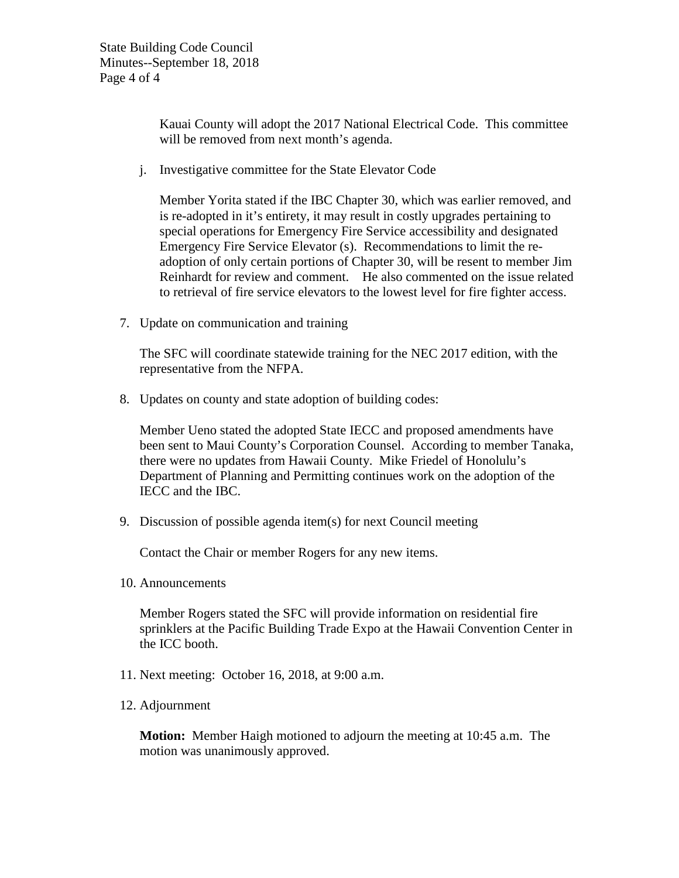Kauai County will adopt the 2017 National Electrical Code. This committee will be removed from next month's agenda.

j. Investigative committee for the State Elevator Code

   Member Yorita stated if the IBC Chapter 30, which was earlier removed, and is re-adopted in it's entirety, it may result in costly upgrades pertaining to special operations for Emergency Fire Service accessibility and designated Emergency Fire Service Elevator (s). Recommendations to limit the re-adoption of only certain portions of Chapter 30, will be resent to member Jim Reinhardt for review and comment. He also commented on the issue related to retrieval of fire service elevators to the lowest level for fire fighter access.

7. Update on communication and training

   The SFC will coordinate statewide training for the NEC 2017 edition, with the representative from the NFPA.

8. Updates on county and state adoption of building codes:

   Member Ueno stated the adopted State IECC and proposed amendments have been sent to Maui County's Corporation Counsel. According to member Tanaka, there were no updates from Hawaii County. Mike Friedel of Honolulu's Department of Planning and Permitting continues work on the adoption of the IECC and the IBC.

9. Discussion of possible agenda item(s) for next Council meeting

   Contact the Chair or member Rogers for any new items.

10. Announcements

    Member Rogers stated the SFC will provide information on residential fire sprinklers at the Pacific Building Trade Expo at the Hawaii Convention Center in the ICC booth.

11. Next meeting: October 16, 2018, at 9:00 a.m.

12. Adjournment

    **Motion:** Member Haigh motioned to adjourn the meeting at 10:45 a.m. The motion was unanimously approved.